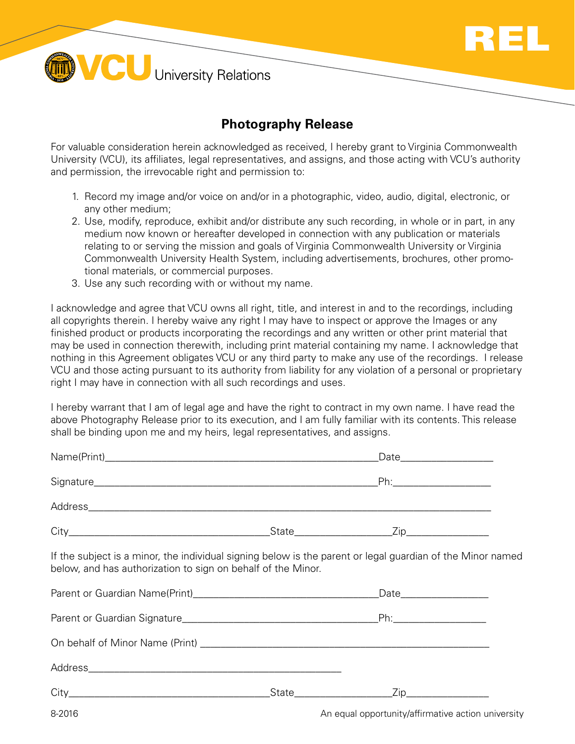REL

VCU University Relations

## Photography Release

For valuable consideration herein acknowledged as received, I hereby grant to Virginia Commonwealth University (VCU), its affiliates, legal representatives, and assigns, and those acting with VCU's authority and permission, the irrevocable right and permission to:

1. Record my image and/or voice on and/or in a photographic, video, audio, digital, electronic, or any other medium;
2. Use, modify, reproduce, exhibit and/or distribute any such recording, in whole or in part, in any medium now known or hereafter developed in connection with any publication or materials relating to or serving the mission and goals of Virginia Commonwealth University or Virginia Commonwealth University Health System, including advertisements, brochures, other promotional materials, or commercial purposes.
3. Use any such recording with or without my name.

I acknowledge and agree that VCU owns all right, title, and interest in and to the recordings, including all copyrights therein. I hereby waive any right I may have to inspect or approve the Images or any finished product or products incorporating the recordings and any written or other print material that may be used in connection therewith, including print material containing my name. I acknowledge that nothing in this Agreement obligates VCU or any third party to make any use of the recordings. I release VCU and those acting pursuant to its authority from liability for any violation of a personal or proprietary right I may have in connection with all such recordings and uses.

I hereby warrant that I am of legal age and have the right to contract in my own name. I have read the above Photography Release prior to its execution, and I am fully familiar with its contents. This release shall be binding upon me and my heirs, legal representatives, and assigns.

Name(Print)_______________________________________________ Date_______________

Signature_________________________________________________ Ph:________________

Address_____________________________________________________________________

City__________________________________ State________________ Zip______________

If the subject is a minor, the individual signing below is the parent or legal guardian of the Minor named below, and has authorization to sign on behalf of the Minor.

Parent or Guardian Name(Print)_________________________________ Date_______________

Parent or Guardian Signature___________________________________ Ph:_______________

On behalf of Minor Name (Print) ________________________________________________

Address_____________________________________________

City__________________________________ State________________ Zip______________

8-2016

An equal opportunity/affirmative action university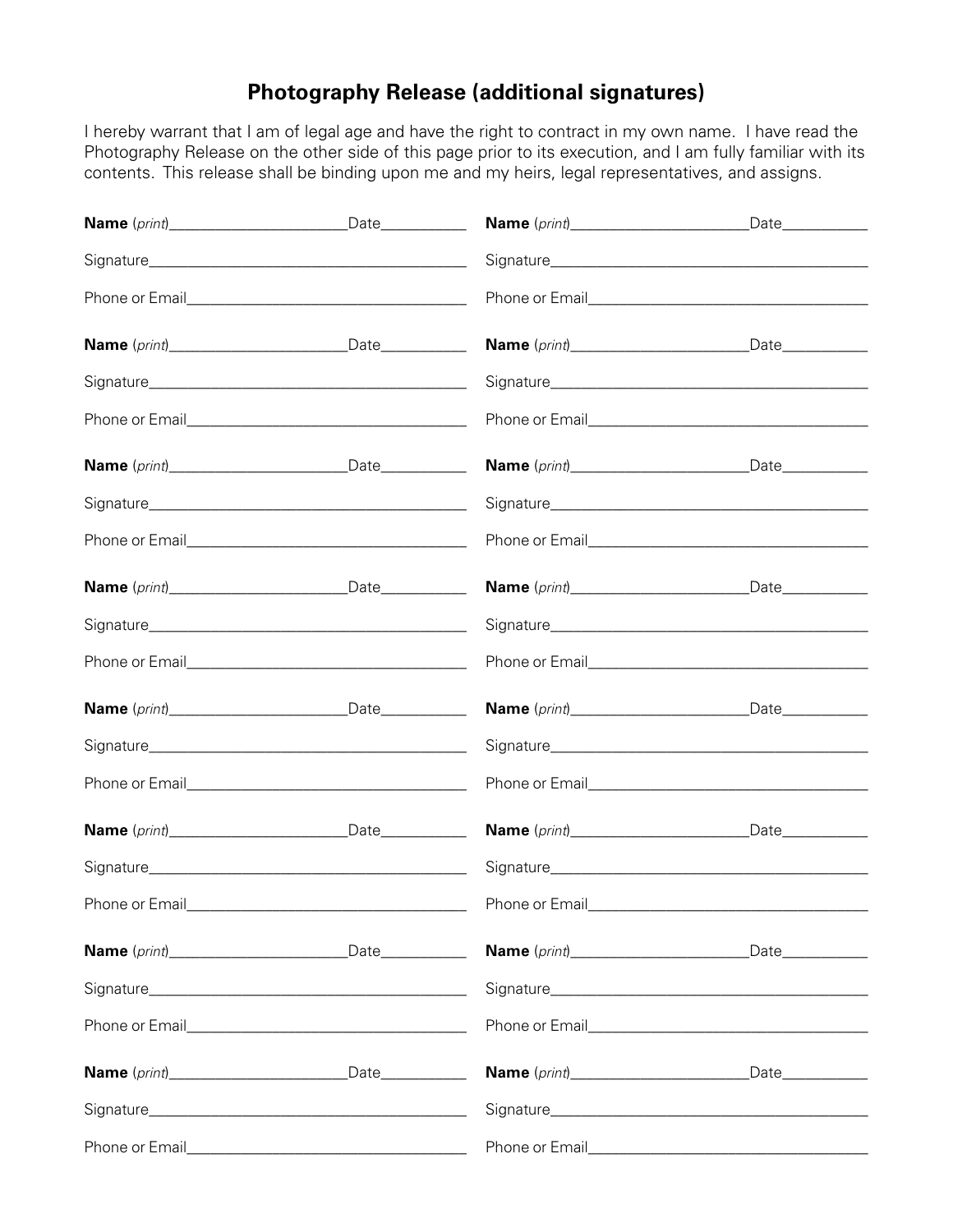## Photography Release (additional signatures)

I hereby warrant that I am of legal age and have the right to contract in my own name. I have read the Photography Release on the other side of this page prior to its execution, and I am fully familiar with its contents. This release shall be binding upon me and my heirs, legal representatives, and assigns.

**Name** (*print*)_____________________Date__________

Signature________________________________________

Phone or Email___________________________________

**Name** (*print*)_____________________Date__________

Signature________________________________________

Phone or Email___________________________________

**Name** (*print*)_____________________Date__________

Signature________________________________________

Phone or Email___________________________________

**Name** (*print*)_____________________Date__________

Signature________________________________________

Phone or Email___________________________________

**Name** (*print*)_____________________Date__________

Signature________________________________________

Phone or Email___________________________________

**Name** (*print*)_____________________Date__________

Signature________________________________________

Phone or Email___________________________________

**Name** (*print*)_____________________Date__________

Signature________________________________________

Phone or Email___________________________________

**Name** (*print*)_____________________Date__________

Signature________________________________________

Phone or Email___________________________________

**Name** (*print*)_____________________Date__________

Signature________________________________________

Phone or Email___________________________________

**Name** (*print*)_____________________Date__________

Signature________________________________________

Phone or Email___________________________________

**Name** (*print*)_____________________Date__________

Signature________________________________________

Phone or Email___________________________________

**Name** (*print*)_____________________Date__________

Signature________________________________________

Phone or Email___________________________________

**Name** (*print*)_____________________Date__________

Signature________________________________________

Phone or Email___________________________________

**Name** (*print*)_____________________Date__________

Signature________________________________________

Phone or Email___________________________________

**Name** (*print*)_____________________Date__________

Signature________________________________________

Phone or Email___________________________________

**Name** (*print*)_____________________Date__________

Signature________________________________________

Phone or Email___________________________________